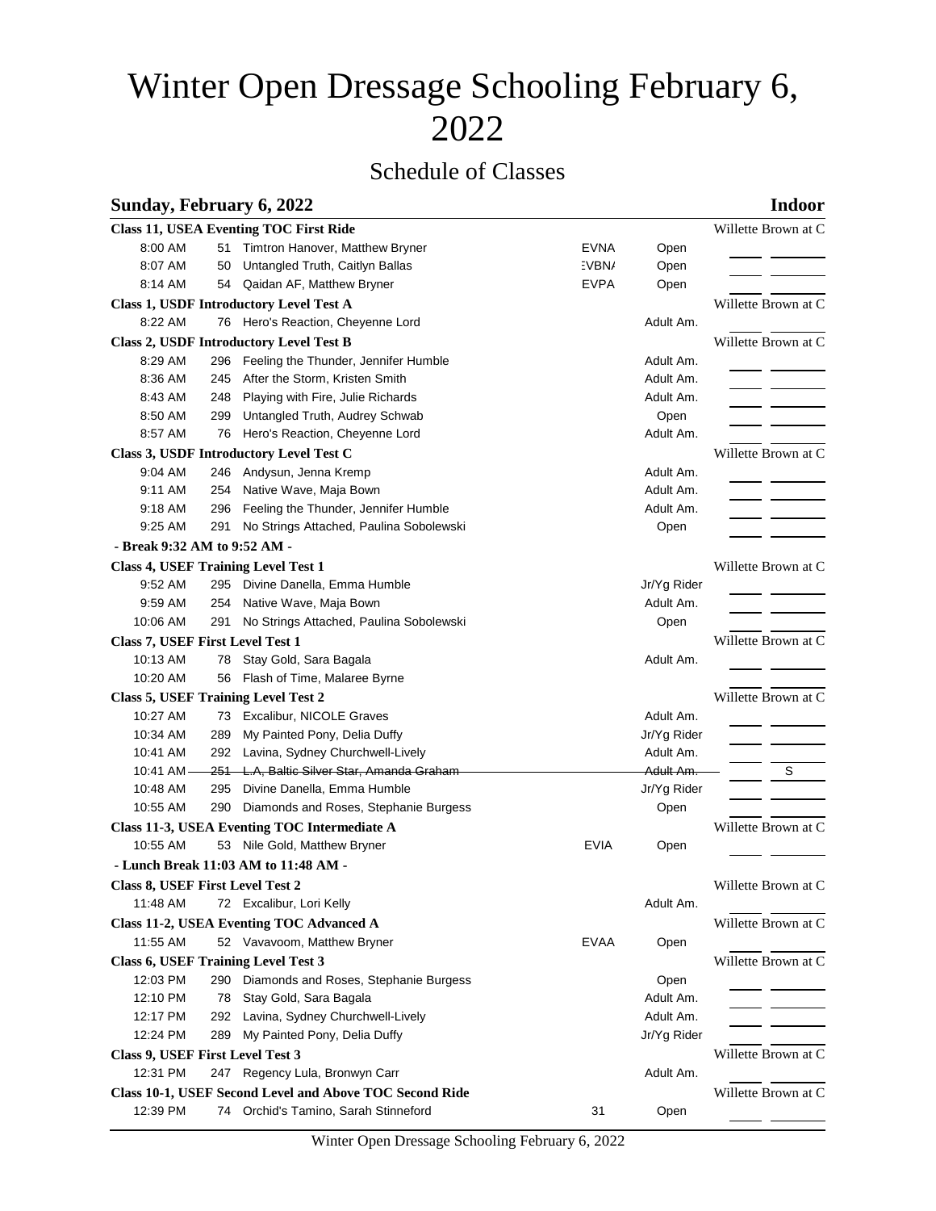# Winter Open Dressage Schooling February 6, 2022

## Schedule of Classes

**Sunday, February 6, 2022** — **Indoor**

| Time | No. | Horse, Rider | | Division | Judge |
|---|---|---|---|---|---|
| **Class 11, USEA Eventing TOC First Ride** | | | | | Willette Brown at C |
| 8:00 AM | 51 | Timtron Hanover, Matthew Bryner | EVNA | Open | |
| 8:07 AM | 50 | Untangled Truth, Caitlyn Ballas | EVBN/ | Open | |
| 8:14 AM | 54 | Qaidan AF, Matthew Bryner | EVPA | Open | |
| **Class 1, USDF Introductory Level Test A** | | | | | Willette Brown at C |
| 8:22 AM | 76 | Hero's Reaction, Cheyenne Lord | | Adult Am. | |
| **Class 2, USDF Introductory Level Test B** | | | | | Willette Brown at C |
| 8:29 AM | 296 | Feeling the Thunder, Jennifer Humble | | Adult Am. | |
| 8:36 AM | 245 | After the Storm, Kristen Smith | | Adult Am. | |
| 8:43 AM | 248 | Playing with Fire, Julie Richards | | Adult Am. | |
| 8:50 AM | 299 | Untangled Truth, Audrey Schwab | | Open | |
| 8:57 AM | 76 | Hero's Reaction, Cheyenne Lord | | Adult Am. | |
| **Class 3, USDF Introductory Level Test C** | | | | | Willette Brown at C |
| 9:04 AM | 246 | Andysun, Jenna Kremp | | Adult Am. | |
| 9:11 AM | 254 | Native Wave, Maja Bown | | Adult Am. | |
| 9:18 AM | 296 | Feeling the Thunder, Jennifer Humble | | Adult Am. | |
| 9:25 AM | 291 | No Strings Attached, Paulina Sobolewski | | Open | |
| **- Break 9:32 AM to 9:52 AM -** | | | | | |
| **Class 4, USEF Training Level Test 1** | | | | | Willette Brown at C |
| 9:52 AM | 295 | Divine Danella, Emma Humble | | Jr/Yg Rider | |
| 9:59 AM | 254 | Native Wave, Maja Bown | | Adult Am. | |
| 10:06 AM | 291 | No Strings Attached, Paulina Sobolewski | | Open | |
| **Class 7, USEF First Level Test 1** | | | | | Willette Brown at C |
| 10:13 AM | 78 | Stay Gold, Sara Bagala | | Adult Am. | |
| 10:20 AM | 56 | Flash of Time, Malaree Byrne | | | |
| **Class 5, USEF Training Level Test 2** | | | | | Willette Brown at C |
| 10:27 AM | 73 | Excalibur, NICOLE Graves | | Adult Am. | |
| 10:34 AM | 289 | My Painted Pony, Delia Duffy | | Jr/Yg Rider | |
| 10:41 AM | 292 | Lavina, Sydney Churchwell-Lively | | Adult Am. | |
| ~~10:41 AM~~ | ~~251~~ | ~~L.A, Baltic Silver Star, Amanda Graham~~ | | ~~Adult Am.~~ | S |
| 10:48 AM | 295 | Divine Danella, Emma Humble | | Jr/Yg Rider | |
| 10:55 AM | 290 | Diamonds and Roses, Stephanie Burgess | | Open | |
| **Class 11-3, USEA Eventing TOC Intermediate A** | | | | | Willette Brown at C |
| 10:55 AM | 53 | Nile Gold, Matthew Bryner | EVIA | Open | |
| **- Lunch Break 11:03 AM to 11:48 AM -** | | | | | |
| **Class 8, USEF First Level Test 2** | | | | | Willette Brown at C |
| 11:48 AM | 72 | Excalibur, Lori Kelly | | Adult Am. | |
| **Class 11-2, USEA Eventing TOC Advanced A** | | | | | Willette Brown at C |
| 11:55 AM | 52 | Vavavoom, Matthew Bryner | EVAA | Open | |
| **Class 6, USEF Training Level Test 3** | | | | | Willette Brown at C |
| 12:03 PM | 290 | Diamonds and Roses, Stephanie Burgess | | Open | |
| 12:10 PM | 78 | Stay Gold, Sara Bagala | | Adult Am. | |
| 12:17 PM | 292 | Lavina, Sydney Churchwell-Lively | | Adult Am. | |
| 12:24 PM | 289 | My Painted Pony, Delia Duffy | | Jr/Yg Rider | |
| **Class 9, USEF First Level Test 3** | | | | | Willette Brown at C |
| 12:31 PM | 247 | Regency Lula, Bronwyn Carr | | Adult Am. | |
| **Class 10-1, USEF Second Level and Above TOC Second Ride** | | | | | Willette Brown at C |
| 12:39 PM | 74 | Orchid's Tamino, Sarah Stinneford | 31 | Open | |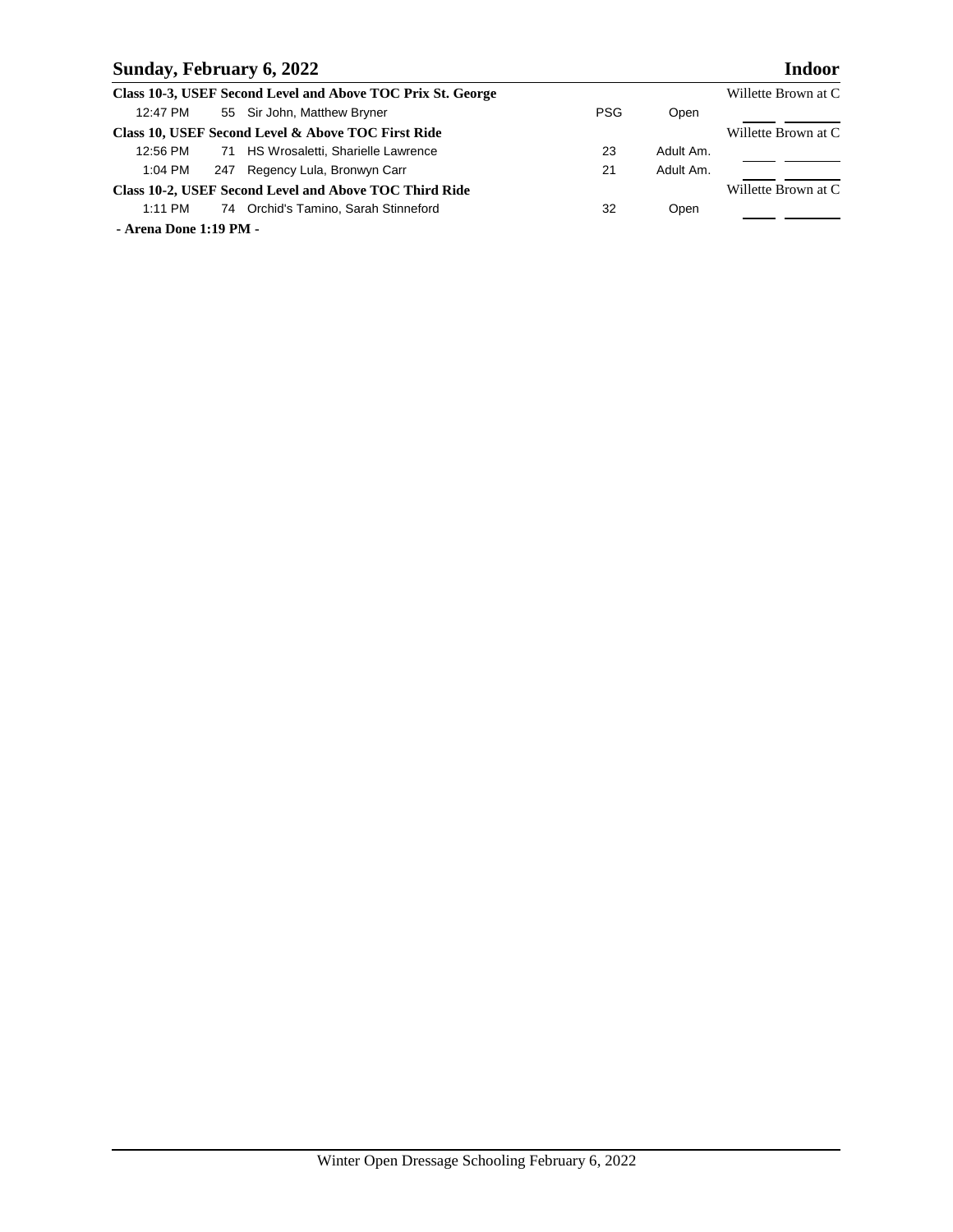## Sunday, February 6, 2022 — Indoor

**Class 10-3, USEF Second Level and Above TOC Prix St. George** — Willette Brown at C

| | | | | | |
|---|---|---|---|---|---|
| 12:47 PM | 55 | Sir John, Matthew Bryner | PSG | Open | ____ ______ |

**Class 10, USEF Second Level & Above TOC First Ride** — Willette Brown at C

| | | | | | |
|---|---|---|---|---|---|
| 12:56 PM | 71 | HS Wrosaletti, Sharielle Lawrence | 23 | Adult Am. | ____ ______ |
| 1:04 PM | 247 | Regency Lula, Bronwyn Carr | 21 | Adult Am. | ____ ______ |

**Class 10-2, USEF Second Level and Above TOC Third Ride** — Willette Brown at C

| | | | | | |
|---|---|---|---|---|---|
| 1:11 PM | 74 | Orchid's Tamino, Sarah Stinneford | 32 | Open | ____ ______ |

**- Arena Done 1:19 PM -**

Winter Open Dressage Schooling February 6, 2022